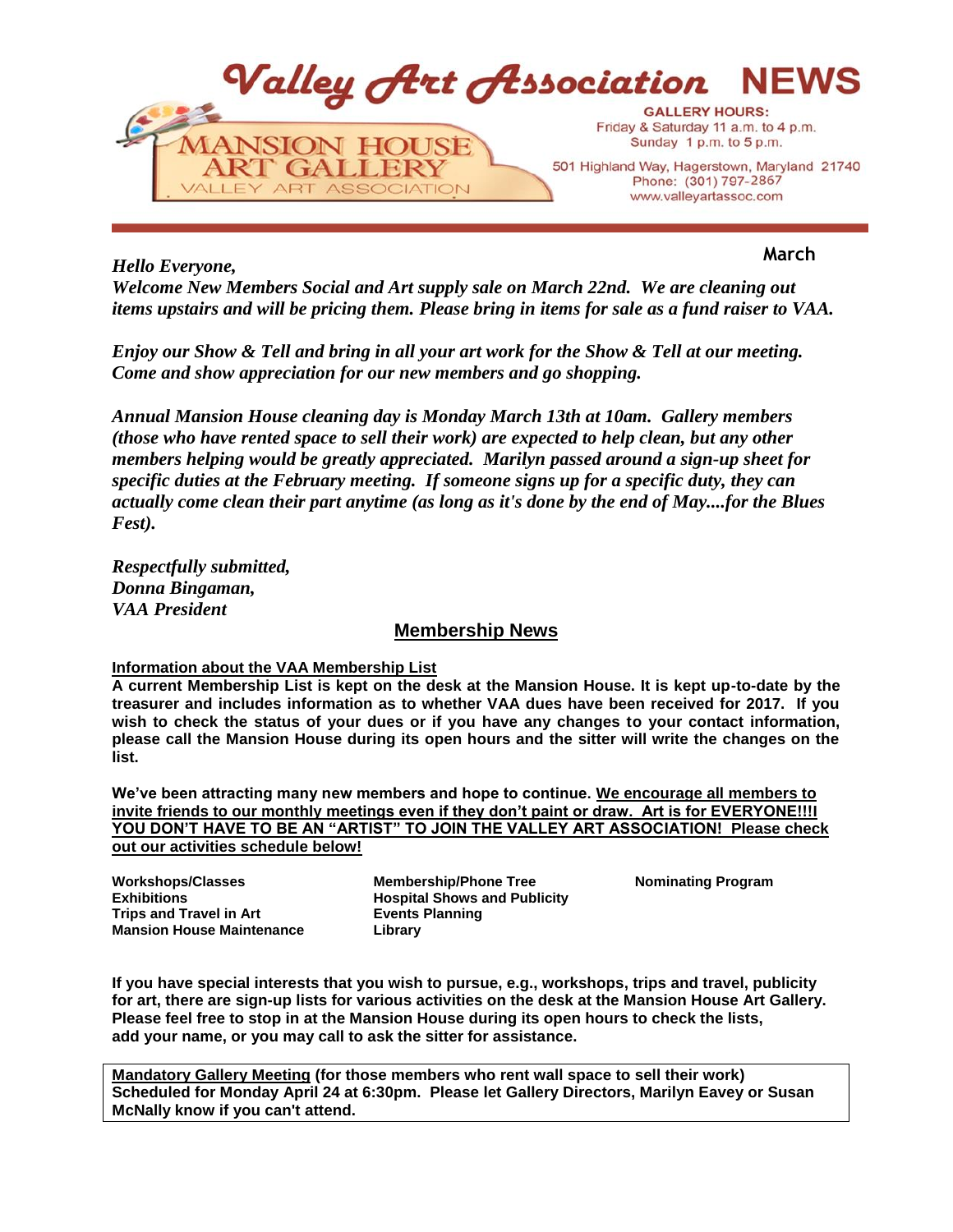# Valley Art Association NEWS

MANSION HOUSE ART GALLERY
VALLEY ART ASSOCIATION

**GALLERY HOURS:**
Friday & Saturday 11 a.m. to 4 p.m.
Sunday 1 p.m. to 5 p.m.

501 Highland Way, Hagerstown, Maryland 21740
Phone: (301) 797-2867
www.valleyartassoc.com

**March**

***Hello Everyone,***
***Welcome New Members Social and Art supply sale on March 22nd. We are cleaning out items upstairs and will be pricing them. Please bring in items for sale as a fund raiser to VAA.***

***Enjoy our Show & Tell and bring in all your art work for the Show & Tell at our meeting. Come and show appreciation for our new members and go shopping.***

***Annual Mansion House cleaning day is Monday March 13th at 10am. Gallery members (those who have rented space to sell their work) are expected to help clean, but any other members helping would be greatly appreciated. Marilyn passed around a sign-up sheet for specific duties at the February meeting. If someone signs up for a specific duty, they can actually come clean their part anytime (as long as it's done by the end of May....for the Blues Fest).***

***Respectfully submitted,***
***Donna Bingaman,***
***VAA President***

## Membership News

**Information about the VAA Membership List**
**A current Membership List is kept on the desk at the Mansion House. It is kept up-to-date by the treasurer and includes information as to whether VAA dues have been received for 2017. If you wish to check the status of your dues or if you have any changes to your contact information, please call the Mansion House during its open hours and the sitter will write the changes on the list.**

**We've been attracting many new members and hope to continue. We encourage all members to invite friends to our monthly meetings even if they don't paint or draw. Art is for EVERYONE!!!! YOU DON'T HAVE TO BE AN "ARTIST" TO JOIN THE VALLEY ART ASSOCIATION! Please check out our activities schedule below!**

- **Workshops/Classes**
- **Exhibitions**
- **Trips and Travel in Art**
- **Mansion House Maintenance**
- **Membership/Phone Tree**
- **Hospital Shows and Publicity**
- **Events Planning**
- **Library**
- **Nominating Program**

**If you have special interests that you wish to pursue, e.g., workshops, trips and travel, publicity for art, there are sign-up lists for various activities on the desk at the Mansion House Art Gallery. Please feel free to stop in at the Mansion House during its open hours to check the lists, add your name, or you may call to ask the sitter for assistance.**

**Mandatory Gallery Meeting (for those members who rent wall space to sell their work) Scheduled for Monday April 24 at 6:30pm. Please let Gallery Directors, Marilyn Eavey or Susan McNally know if you can't attend.**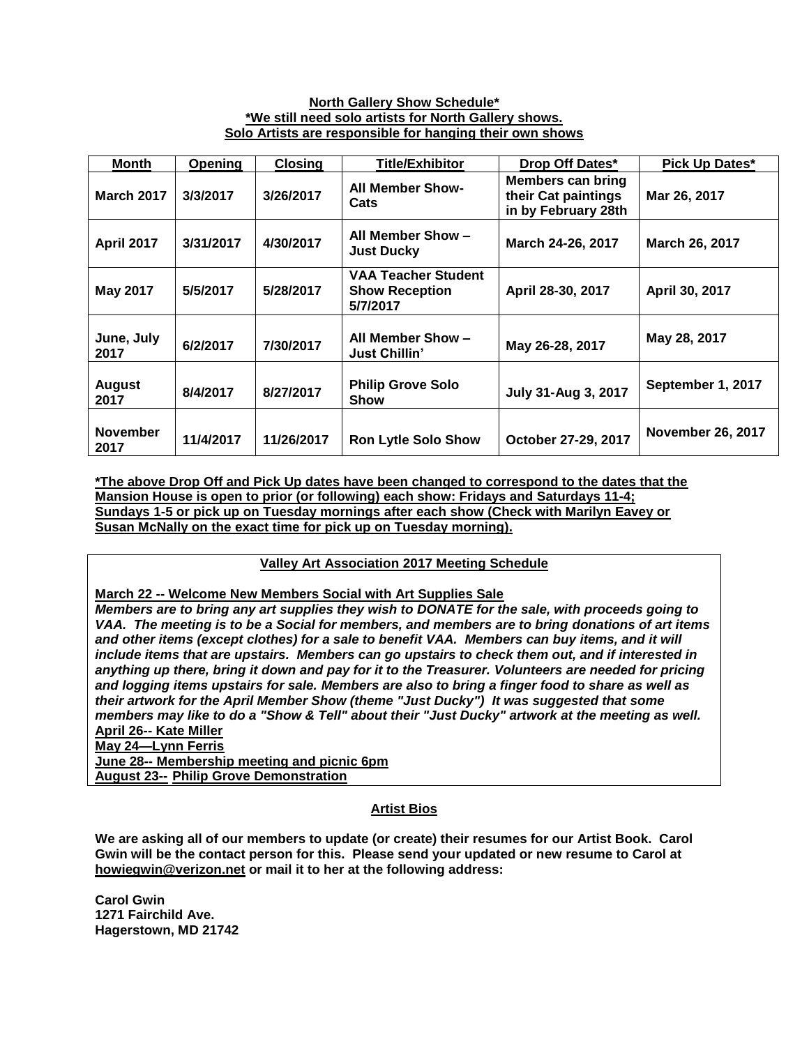**North Gallery Show Schedule***

***We still need solo artists for North Gallery shows.**

**Solo Artists are responsible for hanging their own shows**

| Month | Opening | Closing | Title/Exhibitor | Drop Off Dates* | Pick Up Dates* |
|---|---|---|---|---|---|
| **March 2017** | **3/3/2017** | **3/26/2017** | **All Member Show- Cats** | **Members can bring their Cat paintings in by February 28th** | **Mar 26, 2017** |
| **April 2017** | **3/31/2017** | **4/30/2017** | **All Member Show – Just Ducky** | **March 24-26, 2017** | **March 26, 2017** |
| **May 2017** | **5/5/2017** | **5/28/2017** | **VAA Teacher Student Show Reception 5/7/2017** | **April 28-30, 2017** | **April 30, 2017** |
| **June, July 2017** | **6/2/2017** | **7/30/2017** | **All Member Show – Just Chillin'** | **May 26-28, 2017** | **May 28, 2017** |
| **August 2017** | **8/4/2017** | **8/27/2017** | **Philip Grove Solo Show** | **July 31-Aug 3, 2017** | **September 1, 2017** |
| **November 2017** | **11/4/2017** | **11/26/2017** | **Ron Lytle Solo Show** | **October 27-29, 2017** | **November 26, 2017** |

***The above Drop Off and Pick Up dates have been changed to correspond to the dates that the Mansion House is open to prior (or following) each show: Fridays and Saturdays 11-4; Sundays 1-5 or pick up on Tuesday mornings after each show (Check with Marilyn Eavey or Susan McNally on the exact time for pick up on Tuesday morning).**

**Valley Art Association 2017 Meeting Schedule**

**March 22 -- Welcome New Members Social with Art Supplies Sale**

***Members are to bring any art supplies they wish to DONATE for the sale, with proceeds going to VAA. The meeting is to be a Social for members, and members are to bring donations of art items and other items (except clothes) for a sale to benefit VAA. Members can buy items, and it will include items that are upstairs. Members can go upstairs to check them out, and if interested in anything up there, bring it down and pay for it to the Treasurer. Volunteers are needed for pricing and logging items upstairs for sale. Members are also to bring a finger food to share as well as their artwork for the April Member Show (theme "Just Ducky") It was suggested that some members may like to do a "Show & Tell" about their "Just Ducky" artwork at the meeting as well.***

**April 26-- Kate Miller**

**May 24—Lynn Ferris**

**June 28-- Membership meeting and picnic 6pm**

**August 23-- Philip Grove Demonstration**

**Artist Bios**

**We are asking all of our members to update (or create) their resumes for our Artist Book. Carol Gwin will be the contact person for this. Please send your updated or new resume to Carol at howiegwin@verizon.net or mail it to her at the following address:**

**Carol Gwin**
**1271 Fairchild Ave.**
**Hagerstown, MD 21742**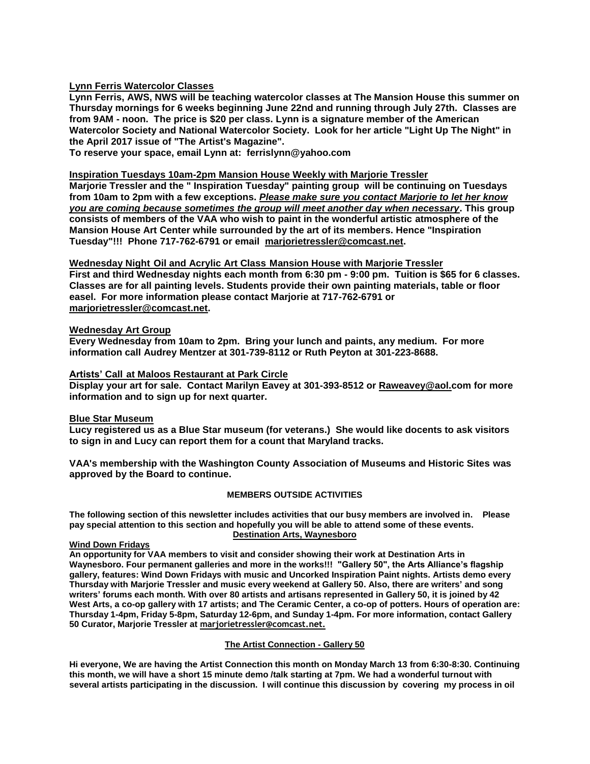**Lynn Ferris Watercolor Classes**

**Lynn Ferris, AWS, NWS will be teaching watercolor classes at The Mansion House this summer on Thursday mornings for 6 weeks beginning June 22nd and running through July 27th. Classes are from 9AM - noon. The price is $20 per class. Lynn is a signature member of the American Watercolor Society and National Watercolor Society. Look for her article "Light Up The Night" in the April 2017 issue of "The Artist's Magazine".**

**To reserve your space, email Lynn at: ferrislynn@yahoo.com**

**Inspiration Tuesdays 10am-2pm Mansion House Weekly with Marjorie Tressler**

**Marjorie Tressler and the " Inspiration Tuesday" painting group will be continuing on Tuesdays from 10am to 2pm with a few exceptions. *Please make sure you contact Marjorie to let her know you are coming because sometimes the group will meet another day when necessary*. This group consists of members of the VAA who wish to paint in the wonderful artistic atmosphere of the Mansion House Art Center while surrounded by the art of its members. Hence "Inspiration Tuesday"!!! Phone 717-762-6791 or email marjorietressler@comcast.net.**

**Wednesday Night Oil and Acrylic Art Class Mansion House with Marjorie Tressler**

**First and third Wednesday nights each month from 6:30 pm - 9:00 pm. Tuition is $65 for 6 classes. Classes are for all painting levels. Students provide their own painting materials, table or floor easel. For more information please contact Marjorie at 717-762-6791 or marjorietressler@comcast.net.**

**Wednesday Art Group**

**Every Wednesday from 10am to 2pm. Bring your lunch and paints, any medium. For more information call Audrey Mentzer at 301-739-8112 or Ruth Peyton at 301-223-8688.**

**Artists' Call at Maloos Restaurant at Park Circle**

**Display your art for sale. Contact Marilyn Eavey at 301-393-8512 or Raweavey@aol.com for more information and to sign up for next quarter.**

**Blue Star Museum**

**Lucy registered us as a Blue Star museum (for veterans.) She would like docents to ask visitors to sign in and Lucy can report them for a count that Maryland tracks.**

**VAA's membership with the Washington County Association of Museums and Historic Sites was approved by the Board to continue.**

## MEMBERS OUTSIDE ACTIVITIES

**The following section of this newsletter includes activities that our busy members are involved in. Please pay special attention to this section and hopefully you will be able to attend some of these events.**

### Destination Arts, Waynesboro

**Wind Down Fridays**

**An opportunity for VAA members to visit and consider showing their work at Destination Arts in Waynesboro. Four permanent galleries and more in the works!!! "Gallery 50", the Arts Alliance's flagship gallery, features: Wind Down Fridays with music and Uncorked Inspiration Paint nights. Artists demo every Thursday with Marjorie Tressler and music every weekend at Gallery 50. Also, there are writers' and song writers' forums each month. With over 80 artists and artisans represented in Gallery 50, it is joined by 42 West Arts, a co-op gallery with 17 artists; and The Ceramic Center, a co-op of potters. Hours of operation are: Thursday 1-4pm, Friday 5-8pm, Saturday 12-6pm, and Sunday 1-4pm. For more information, contact Gallery 50 Curator, Marjorie Tressler at marjorietressler@comcast.net.**

### The Artist Connection - Gallery 50

**Hi everyone, We are having the Artist Connection this month on Monday March 13 from 6:30-8:30. Continuing this month, we will have a short 15 minute demo /talk starting at 7pm. We had a wonderful turnout with several artists participating in the discussion. I will continue this discussion by covering my process in oil**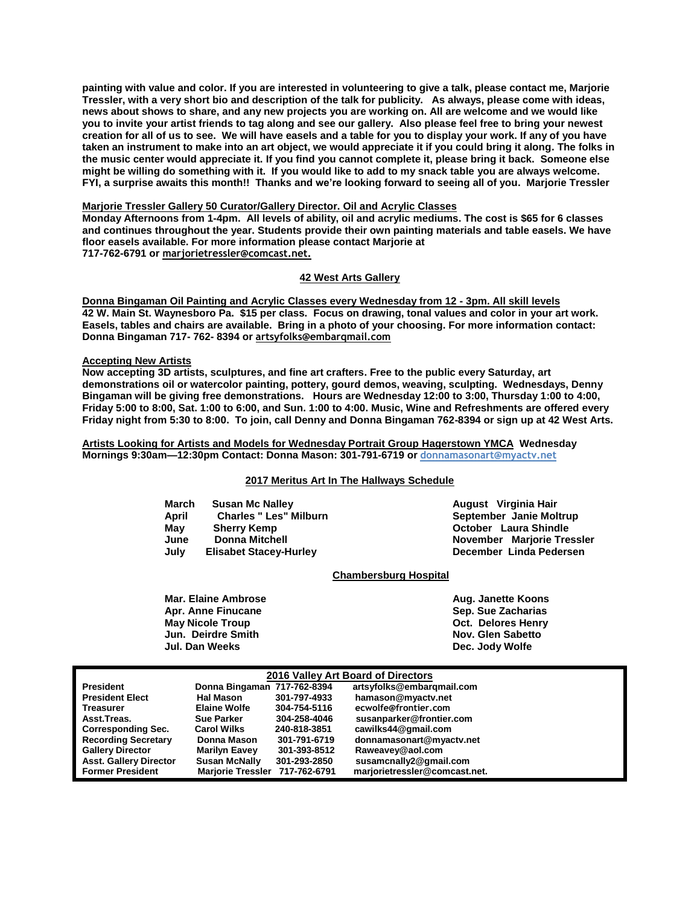**painting with value and color. If you are interested in volunteering to give a talk, please contact me, Marjorie Tressler, with a very short bio and description of the talk for publicity. As always, please come with ideas, news about shows to share, and any new projects you are working on. All are welcome and we would like you to invite your artist friends to tag along and see our gallery. Also please feel free to bring your newest creation for all of us to see. We will have easels and a table for you to display your work. If any of you have taken an instrument to make into an art object, we would appreciate it if you could bring it along. The folks in the music center would appreciate it. If you find you cannot complete it, please bring it back. Someone else might be willing do something with it. If you would like to add to my snack table you are always welcome. FYI, a surprise awaits this month!! Thanks and we're looking forward to seeing all of you. Marjorie Tressler**

**Marjorie Tressler Gallery 50 Curator/Gallery Director. Oil and Acrylic Classes**
**Monday Afternoons from 1-4pm. All levels of ability, oil and acrylic mediums. The cost is $65 for 6 classes and continues throughout the year. Students provide their own painting materials and table easels. We have floor easels available. For more information please contact Marjorie at 717-762-6791 or marjorietressler@comcast.net.**

## 42 West Arts Gallery

**Donna Bingaman Oil Painting and Acrylic Classes every Wednesday from 12 - 3pm. All skill levels**
**42 W. Main St. Waynesboro Pa. $15 per class. Focus on drawing, tonal values and color in your art work. Easels, tables and chairs are available. Bring in a photo of your choosing. For more information contact: Donna Bingaman 717- 762- 8394 or artsyfolks@embarqmail.com**

**Accepting New Artists**
**Now accepting 3D artists, sculptures, and fine art crafters. Free to the public every Saturday, art demonstrations oil or watercolor painting, pottery, gourd demos, weaving, sculpting. Wednesdays, Denny Bingaman will be giving free demonstrations. Hours are Wednesday 12:00 to 3:00, Thursday 1:00 to 4:00, Friday 5:00 to 8:00, Sat. 1:00 to 6:00, and Sun. 1:00 to 4:00. Music, Wine and Refreshments are offered every Friday night from 5:30 to 8:00. To join, call Denny and Donna Bingaman 762-8394 or sign up at 42 West Arts.**

**Artists Looking for Artists and Models for Wednesday Portrait Group Hagerstown YMCA Wednesday Mornings 9:30am—12:30pm Contact: Donna Mason: 301-791-6719 or donnamasonart@myactv.net**

## 2017 Meritus Art In The Hallways Schedule

| | | | |
|---|---|---|---|
| March | Susan Mc Nalley | August | Virginia Hair |
| April | Charles " Les" Milburn | September | Janie Moltrup |
| May | Sherry Kemp | October | Laura Shindle |
| June | Donna Mitchell | November | Marjorie Tressler |
| July | Elisabet Stacey-Hurley | December | Linda Pedersen |

## Chambersburg Hospital

| | |
|---|---|
| Mar. Elaine Ambrose | Aug. Janette Koons |
| Apr. Anne Finucane | Sep. Sue Zacharias |
| May Nicole Troup | Oct. Delores Henry |
| Jun. Deirdre Smith | Nov. Glen Sabetto |
| Jul. Dan Weeks | Dec. Jody Wolfe |

## 2016 Valley Art Board of Directors

| | | | |
|---|---|---|---|
| President | Donna Bingaman | 717-762-8394 | artsyfolks@embarqmail.com |
| President Elect | Hal Mason | 301-797-4933 | hamason@myactv.net |
| Treasurer | Elaine Wolfe | 304-754-5116 | ecwolfe@frontier.com |
| Asst.Treas. | Sue Parker | 304-258-4046 | susanparker@frontier.com |
| Corresponding Sec. | Carol Wilks | 240-818-3851 | cawilks44@gmail.com |
| Recording Secretary | Donna Mason | 301-791-6719 | donnamasonart@myactv.net |
| Gallery Director | Marilyn Eavey | 301-393-8512 | Raweavey@aol.com |
| Asst. Gallery Director | Susan McNally | 301-293-2850 | susamcnally2@gmail.com |
| Former President | Marjorie Tressler | 717-762-6791 | marjorietressler@comcast.net. |